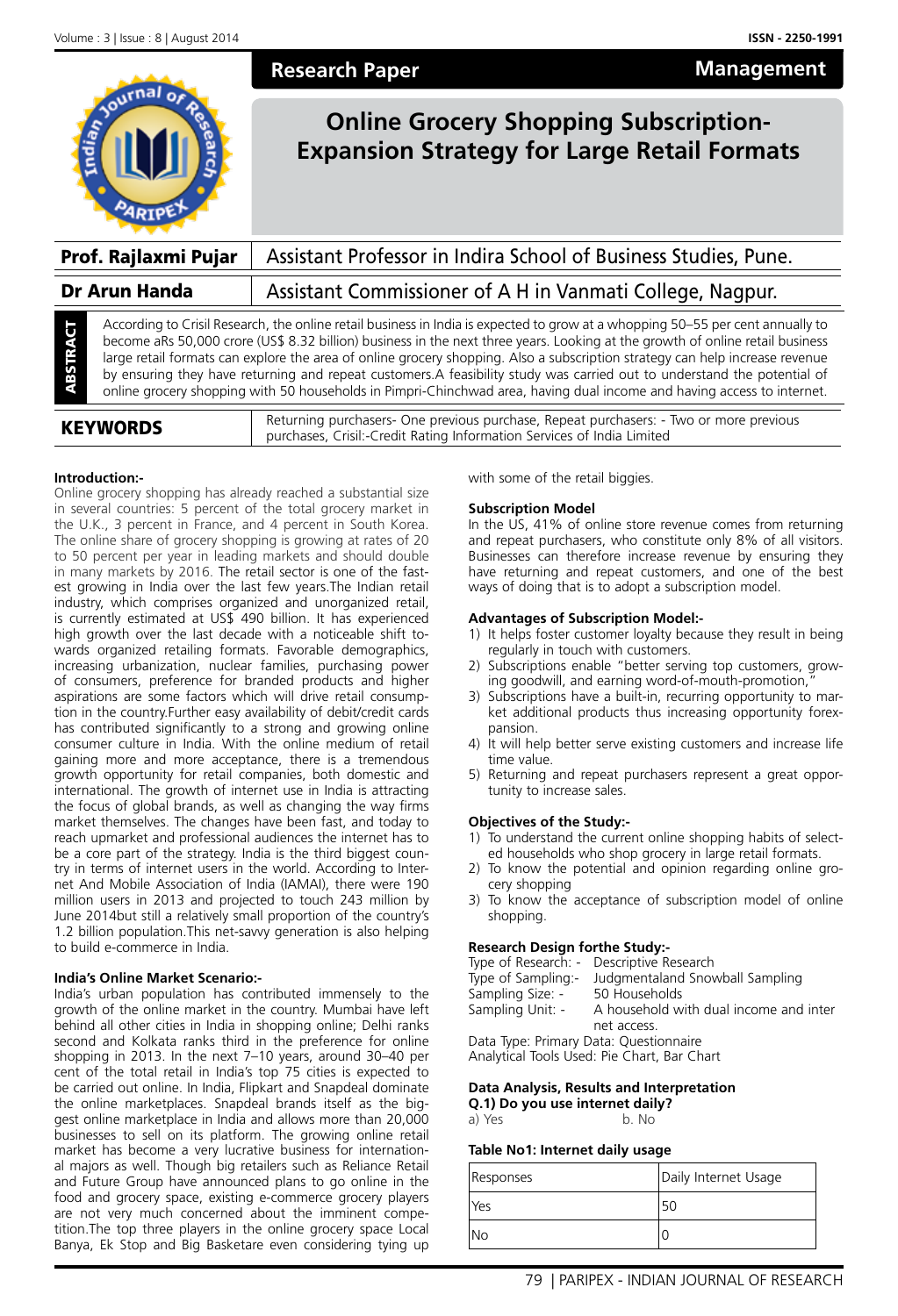Research Paper | Management

# Online Grocery Shopping Subscription-Expansion Strategy for Large Retail Formats

| | |
|---|---|
| **Prof. Rajlaxmi Pujar** | Assistant Professor in Indira School of Business Studies, Pune. |
| **Dr Arun Handa** | Assistant Commissioner of A H in Vanmati College, Nagpur. |

**ABSTRACT**

According to Crisil Research, the online retail business in India is expected to grow at a whopping 50–55 per cent annually to become aRs 50,000 crore (US$ 8.32 billion) business in the next three years. Looking at the growth of online retail business large retail formats can explore the area of online grocery shopping. Also a subscription strategy can help increase revenue by ensuring they have returning and repeat customers.A feasibility study was carried out to understand the potential of online grocery shopping with 50 households in Pimpri-Chinchwad area, having dual income and having access to internet.

**KEYWORDS**

Returning purchasers- One previous purchase, Repeat purchasers: - Two or more previous purchases, Crisil:-Credit Rating Information Services of India Limited

### Introduction:-

Online grocery shopping has already reached a substantial size in several countries: 5 percent of the total grocery market in the U.K., 3 percent in France, and 4 percent in South Korea. The online share of grocery shopping is growing at rates of 20 to 50 percent per year in leading markets and should double in many markets by 2016. The retail sector is one of the fastest growing in India over the last few years.The Indian retail industry, which comprises organized and unorganized retail, is currently estimated at US$ 490 billion. It has experienced high growth over the last decade with a noticeable shift towards organized retailing formats. Favorable demographics, increasing urbanization, nuclear families, purchasing power of consumers, preference for branded products and higher aspirations are some factors which will drive retail consumption in the country.Further easy availability of debit/credit cards has contributed significantly to a strong and growing online consumer culture in India. With the online medium of retail gaining more and more acceptance, there is a tremendous growth opportunity for retail companies, both domestic and international. The growth of internet use in India is attracting the focus of global brands, as well as changing the way firms market themselves. The changes have been fast, and today to reach upmarket and professional audiences the internet has to be a core part of the strategy. India is the third biggest country in terms of internet users in the world. According to Internet And Mobile Association of India (IAMAI), there were 190 million users in 2013 and projected to touch 243 million by June 2014but still a relatively small proportion of the country's 1.2 billion population.This net-savvy generation is also helping to build e-commerce in India.

### India's Online Market Scenario:-

India's urban population has contributed immensely to the growth of the online market in the country. Mumbai have left behind all other cities in India in shopping online; Delhi ranks second and Kolkata ranks third in the preference for online shopping in 2013. In the next 7–10 years, around 30–40 per cent of the total retail in India's top 75 cities is expected to be carried out online. In India, Flipkart and Snapdeal dominate the online marketplaces. Snapdeal brands itself as the biggest online marketplace in India and allows more than 20,000 businesses to sell on its platform. The growing online retail market has become a very lucrative business for international majors as well. Though big retailers such as Reliance Retail and Future Group have announced plans to go online in the food and grocery space, existing e-commerce grocery players are not very much concerned about the imminent competition.The top three players in the online grocery space Local Banya, Ek Stop and Big Basketare even considering tying up with some of the retail biggies.

### Subscription Model

In the US, 41% of online store revenue comes from returning and repeat purchasers, who constitute only 8% of all visitors. Businesses can therefore increase revenue by ensuring they have returning and repeat customers, and one of the best ways of doing that is to adopt a subscription model.

### Advantages of Subscription Model:-

1) It helps foster customer loyalty because they result in being regularly in touch with customers.
2) Subscriptions enable "better serving top customers, growing goodwill, and earning word-of-mouth-promotion,"
3) Subscriptions have a built-in, recurring opportunity to market additional products thus increasing opportunity forexpansion.
4) It will help better serve existing customers and increase life time value.
5) Returning and repeat purchasers represent a great opportunity to increase sales.

### Objectives of the Study:-

1) To understand the current online shopping habits of selected households who shop grocery in large retail formats.
2) To know the potential and opinion regarding online grocery shopping
3) To know the acceptance of subscription model of online shopping.

### Research Design forthe Study:-

Type of Research: - Descriptive Research
Type of Sampling:- Judgmentaland Snowball Sampling
Sampling Size: - 50 Households
Sampling Unit: - A household with dual income and inter net access.
Data Type: Primary Data: Questionnaire
Analytical Tools Used: Pie Chart, Bar Chart

### Data Analysis, Results and Interpretation

**Q.1) Do you use internet daily?**
a) Yes b. No

**Table No1: Internet daily usage**

| Responses | Daily Internet Usage |
|---|---|
| Yes | 50 |
| No | 0 |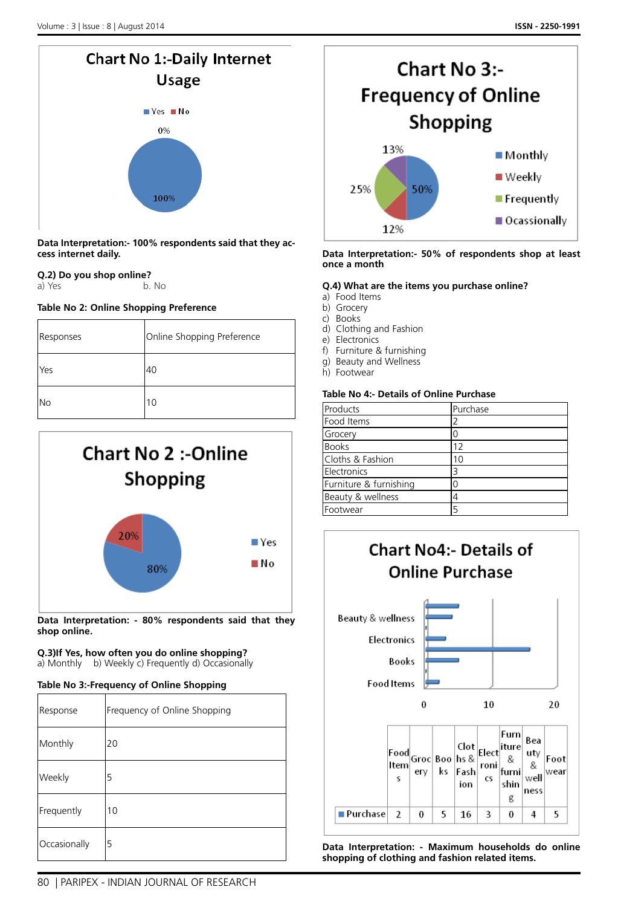## Chart No 1:-Daily Internet Usage

Yes No

0%

100%

**Data Interpretation:- 100% respondents said that they access internet daily.**

**Q.2) Do you shop online?**
a) Yes b. No

**Table No 2: Online Shopping Preference**

| Responses | Online Shopping Preference |
|---|---|
| Yes | 40 |
| No | 10 |

## Chart No 2 :-Online Shopping

20%

80%

Yes
No

**Data Interpretation: - 80% respondents said that they shop online.**

**Q.3)If Yes, how often you do online shopping?**
a) Monthly b) Weekly c) Frequently d) Occasionally

**Table No 3:-Frequency of Online Shopping**

| Response | Frequency of Online Shopping |
|---|---|
| Monthly | 20 |
| Weekly | 5 |
| Frequently | 10 |
| Occasionally | 5 |

## Chart No 3:- Frequency of Online Shopping

13%
25%
50%
12%

Monthly
Weekly
Frequently
Ocassionally

**Data Interpretation:- 50% of respondents shop at least once a month**

**Q.4) What are the items you purchase online?**
a) Food Items
b) Grocery
c) Books
d) Clothing and Fashion
e) Electronics
f) Furniture & furnishing
g) Beauty and Wellness
h) Footwear

**Table No 4:- Details of Online Purchase**

| Products | Purchase |
|---|---|
| Food Items | 2 |
| Grocery | 0 |
| Books | 12 |
| Cloths & Fashion | 10 |
| Electronics | 3 |
| Furniture & furnishing | 0 |
| Beauty & wellness | 4 |
| Footwear | 5 |

## Chart No4:- Details of Online Purchase

Beauty & wellness
Electronics
Books
Food Items

0 10 20

| | Food Items | Grocery | Books | Cloths & Fashion | Electronics | Furniture & furnishing | Beauty & wellness | Footwear |
|---|---|---|---|---|---|---|---|---|
| Purchase | 2 | 0 | 5 | 16 | 3 | 0 | 4 | 5 |

**Data Interpretation: - Maximum households do online shopping of clothing and fashion related items.**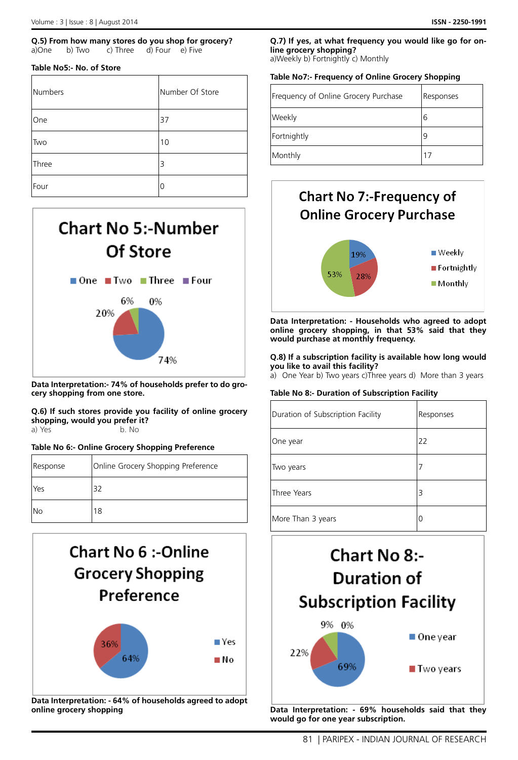**Q.5) From how many stores do you shop for grocery?**
a)One b) Two c) Three d) Four e) Five

**Table No5:- No. of Store**

| Numbers | Number Of Store |
|---|---|
| One | 37 |
| Two | 10 |
| Three | 3 |
| Four | 0 |

Chart No 5:-Number Of Store

**Data Interpretation:- 74% of households prefer to do grocery shopping from one store.**

**Q.6) If such stores provide you facility of online grocery shopping, would you prefer it?**
a) Yes b. No

**Table No 6:- Online Grocery Shopping Preference**

| Response | Online Grocery Shopping Preference |
|---|---|
| Yes | 32 |
| No | 18 |

Chart No 6 :-Online Grocery Shopping Preference

**Data Interpretation: - 64% of households agreed to adopt online grocery shopping**

**Q.7) If yes, at what frequency you would like go for on-line grocery shopping?**
a)Weekly b) Fortnightly c) Monthly

**Table No7:- Frequency of Online Grocery Shopping**

| Frequency of Online Grocery Purchase | Responses |
|---|---|
| Weekly | 6 |
| Fortnightly | 9 |
| Monthly | 17 |

Chart No 7:-Frequency of Online Grocery Purchase

**Data Interpretation: - Households who agreed to adopt online grocery shopping, in that 53% said that they would purchase at monthly frequency.**

**Q.8) If a subscription facility is available how long would you like to avail this facility?**
a) One Year b) Two years c)Three years d) More than 3 years

**Table No 8:- Duration of Subscription Facility**

| Duration of Subscription Facility | Responses |
|---|---|
| One year | 22 |
| Two years | 7 |
| Three Years | 3 |
| More Than 3 years | 0 |

Chart No 8:- Duration of Subscription Facility

**Data Interpretation: - 69% households said that they would go for one year subscription.**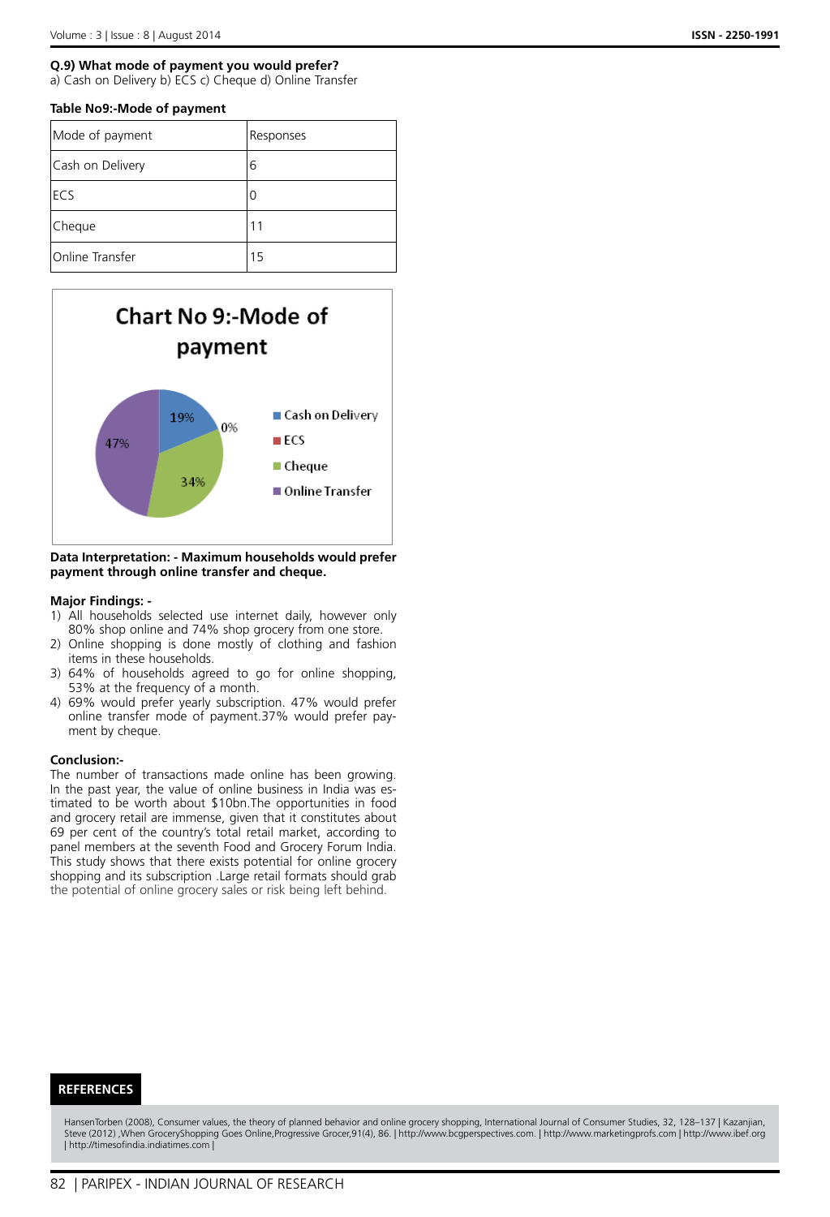**Q.9) What mode of payment you would prefer?**
a) Cash on Delivery b) ECS c) Cheque d) Online Transfer

**Table No9:-Mode of payment**

| Mode of payment | Responses |
|---|---|
| Cash on Delivery | 6 |
| ECS | 0 |
| Cheque | 11 |
| Online Transfer | 15 |

Chart No 9:-Mode of payment

19%
0%
47%
34%

Cash on Delivery
ECS
Cheque
Online Transfer

**Data Interpretation: - Maximum households would prefer payment through online transfer and cheque.**

**Major Findings: -**

1) All households selected use internet daily, however only 80% shop online and 74% shop grocery from one store.
2) Online shopping is done mostly of clothing and fashion items in these households.
3) 64% of households agreed to go for online shopping, 53% at the frequency of a month.
4) 69% would prefer yearly subscription. 47% would prefer online transfer mode of payment.37% would prefer payment by cheque.

**Conclusion:-**

The number of transactions made online has been growing. In the past year, the value of online business in India was estimated to be worth about $10bn.The opportunities in food and grocery retail are immense, given that it constitutes about 69 per cent of the country's total retail market, according to panel members at the seventh Food and Grocery Forum India. This study shows that there exists potential for online grocery shopping and its subscription .Large retail formats should grab the potential of online grocery sales or risk being left behind.

**REFERENCES**

HansenTorben (2008), Consumer values, the theory of planned behavior and online grocery shopping, International Journal of Consumer Studies, 32, 128–137 | Kazanjian, Steve (2012) ,When GroceryShopping Goes Online,Progressive Grocer,91(4), 86. | http://www.bcgperspectives.com. | http://www.marketingprofs.com | http://www.ibef.org | http://timesofindia.indiatimes.com |